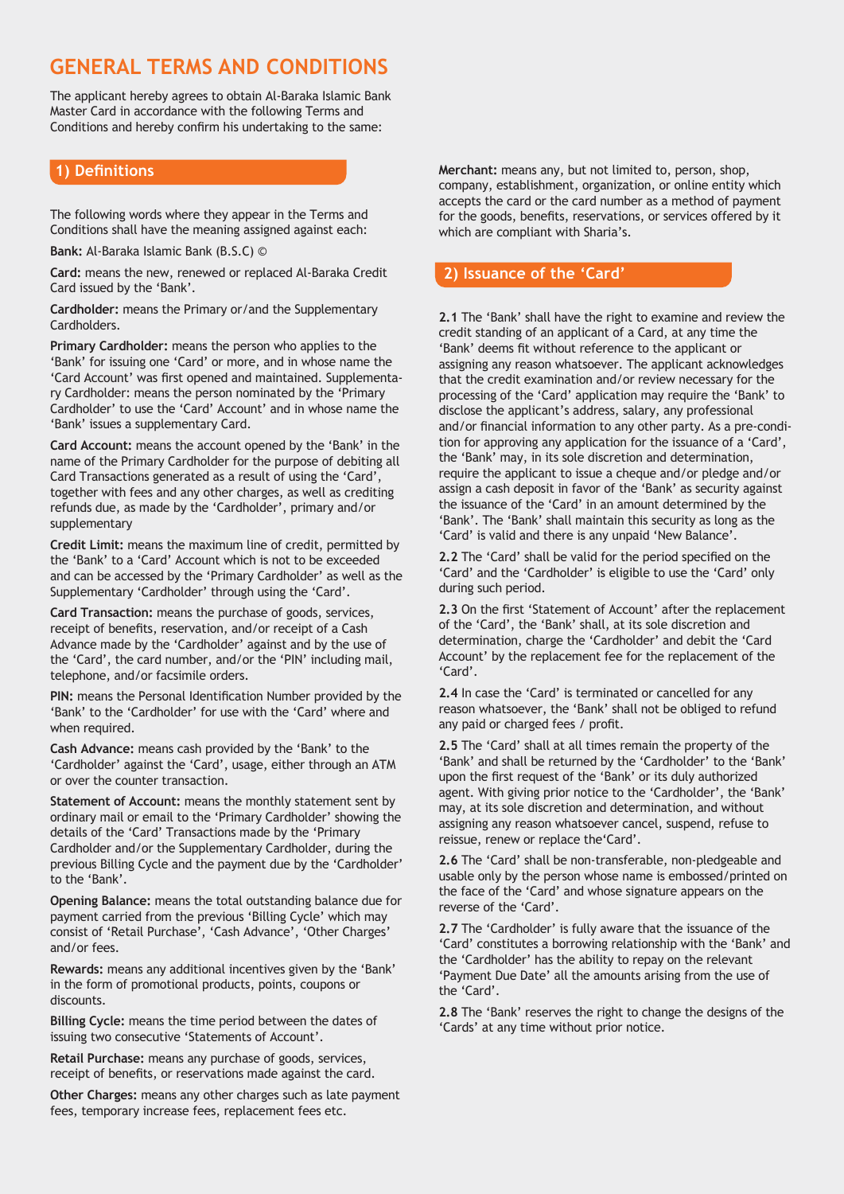# GENERAL TERMS AND CONDITIONS

The applicant hereby agrees to obtain Al-Baraka Islamic Bank Master Card in accordance with the following Terms and Conditions and hereby confirm his undertaking to the same:

## 1) Definitions

The following words where they appear in the Terms and Conditions shall have the meaning assigned against each:

**Bank:** Al-Baraka Islamic Bank (B.S.C) ©

**Card:** means the new, renewed or replaced Al-Baraka Credit Card issued by the 'Bank'.

**Cardholder:** means the Primary or/and the Supplementary Cardholders.

**Primary Cardholder:** means the person who applies to the 'Bank' for issuing one 'Card' or more, and in whose name the 'Card Account' was first opened and maintained. Supplementary Cardholder: means the person nominated by the 'Primary Cardholder' to use the 'Card' Account' and in whose name the 'Bank' issues a supplementary Card.

**Card Account:** means the account opened by the 'Bank' in the name of the Primary Cardholder for the purpose of debiting all Card Transactions generated as a result of using the 'Card', together with fees and any other charges, as well as crediting refunds due, as made by the 'Cardholder', primary and/or supplementary

**Credit Limit:** means the maximum line of credit, permitted by the 'Bank' to a 'Card' Account which is not to be exceeded and can be accessed by the 'Primary Cardholder' as well as the Supplementary 'Cardholder' through using the 'Card'.

**Card Transaction:** means the purchase of goods, services, receipt of benefits, reservation, and/or receipt of a Cash Advance made by the 'Cardholder' against and by the use of the 'Card', the card number, and/or the 'PIN' including mail, telephone, and/or facsimile orders.

**PIN:** means the Personal Identification Number provided by the 'Bank' to the 'Cardholder' for use with the 'Card' where and when required.

**Cash Advance:** means cash provided by the 'Bank' to the 'Cardholder' against the 'Card', usage, either through an ATM or over the counter transaction.

**Statement of Account:** means the monthly statement sent by ordinary mail or email to the 'Primary Cardholder' showing the details of the 'Card' Transactions made by the 'Primary Cardholder and/or the Supplementary Cardholder, during the previous Billing Cycle and the payment due by the 'Cardholder' to the 'Bank'.

**Opening Balance:** means the total outstanding balance due for payment carried from the previous 'Billing Cycle' which may consist of 'Retail Purchase', 'Cash Advance', 'Other Charges' and/or fees.

**Rewards:** means any additional incentives given by the 'Bank' in the form of promotional products, points, coupons or discounts.

**Billing Cycle:** means the time period between the dates of issuing two consecutive 'Statements of Account'.

**Retail Purchase:** means any purchase of goods, services, receipt of benefits, or reservations made against the card.

**Other Charges:** means any other charges such as late payment fees, temporary increase fees, replacement fees etc.

**Merchant:** means any, but not limited to, person, shop, company, establishment, organization, or online entity which accepts the card or the card number as a method of payment for the goods, benefits, reservations, or services offered by it which are compliant with Sharia's.

## 2) Issuance of the 'Card'

**2.1** The 'Bank' shall have the right to examine and review the credit standing of an applicant of a Card, at any time the 'Bank' deems fit without reference to the applicant or assigning any reason whatsoever. The applicant acknowledges that the credit examination and/or review necessary for the processing of the 'Card' application may require the 'Bank' to disclose the applicant's address, salary, any professional and/or financial information to any other party. As a pre-condition for approving any application for the issuance of a 'Card', the 'Bank' may, in its sole discretion and determination, require the applicant to issue a cheque and/or pledge and/or assign a cash deposit in favor of the 'Bank' as security against the issuance of the 'Card' in an amount determined by the 'Bank'. The 'Bank' shall maintain this security as long as the 'Card' is valid and there is any unpaid 'New Balance'.

**2.2** The 'Card' shall be valid for the period specified on the 'Card' and the 'Cardholder' is eligible to use the 'Card' only during such period.

**2.3** On the first 'Statement of Account' after the replacement of the 'Card', the 'Bank' shall, at its sole discretion and determination, charge the 'Cardholder' and debit the 'Card Account' by the replacement fee for the replacement of the 'Card'.

**2.4** In case the 'Card' is terminated or cancelled for any reason whatsoever, the 'Bank' shall not be obliged to refund any paid or charged fees / profit.

**2.5** The 'Card' shall at all times remain the property of the 'Bank' and shall be returned by the 'Cardholder' to the 'Bank' upon the first request of the 'Bank' or its duly authorized agent. With giving prior notice to the 'Cardholder', the 'Bank' may, at its sole discretion and determination, and without assigning any reason whatsoever cancel, suspend, refuse to reissue, renew or replace the'Card'.

**2.6** The 'Card' shall be non-transferable, non-pledgeable and usable only by the person whose name is embossed/printed on the face of the 'Card' and whose signature appears on the reverse of the 'Card'.

**2.7** The 'Cardholder' is fully aware that the issuance of the 'Card' constitutes a borrowing relationship with the 'Bank' and the 'Cardholder' has the ability to repay on the relevant 'Payment Due Date' all the amounts arising from the use of the 'Card'.

**2.8** The 'Bank' reserves the right to change the designs of the 'Cards' at any time without prior notice.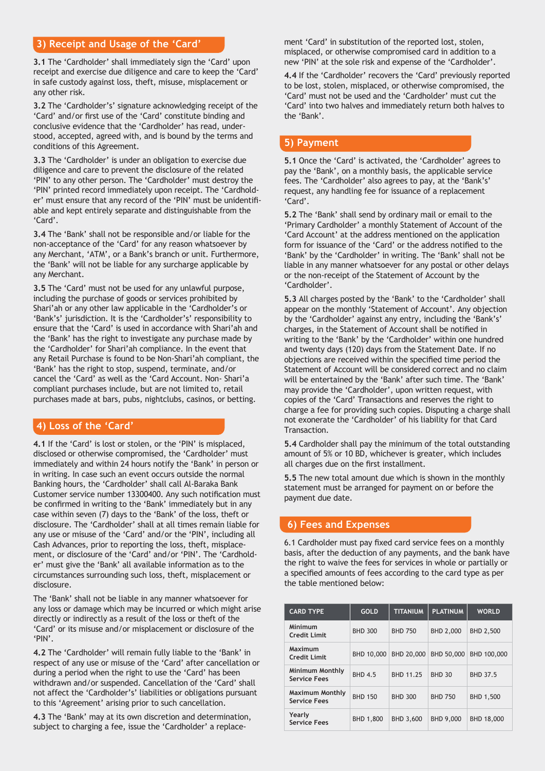## 3) Receipt and Usage of the 'Card'

**3.1** The 'Cardholder' shall immediately sign the 'Card' upon receipt and exercise due diligence and care to keep the 'Card' in safe custody against loss, theft, misuse, misplacement or any other risk.

**3.2** The 'Cardholder's' signature acknowledging receipt of the 'Card' and/or first use of the 'Card' constitute binding and conclusive evidence that the 'Cardholder' has read, understood, accepted, agreed with, and is bound by the terms and conditions of this Agreement.

**3.3** The 'Cardholder' is under an obligation to exercise due diligence and care to prevent the disclosure of the related 'PIN' to any other person. The 'Cardholder' must destroy the 'PIN' printed record immediately upon receipt. The 'Cardholder' must ensure that any record of the 'PIN' must be unidentifiable and kept entirely separate and distinguishable from the 'Card'.

**3.4** The 'Bank' shall not be responsible and/or liable for the non-acceptance of the 'Card' for any reason whatsoever by any Merchant, 'ATM', or a Bank's branch or unit. Furthermore, the 'Bank' will not be liable for any surcharge applicable by any Merchant.

**3.5** The 'Card' must not be used for any unlawful purpose, including the purchase of goods or services prohibited by Shari'ah or any other law applicable in the 'Cardholder's or 'Bank's' jurisdiction. It is the 'Cardholder's' responsibility to ensure that the 'Card' is used in accordance with Shari'ah and the 'Bank' has the right to investigate any purchase made by the 'Cardholder' for Shari'ah compliance. In the event that any Retail Purchase is found to be Non-Shari'ah compliant, the 'Bank' has the right to stop, suspend, terminate, and/or cancel the 'Card' as well as the 'Card Account. Non- Shari'a compliant purchases include, but are not limited to, retail purchases made at bars, pubs, nightclubs, casinos, or betting.

## 4) Loss of the 'Card'

**4.1** If the 'Card' is lost or stolen, or the 'PIN' is misplaced, disclosed or otherwise compromised, the 'Cardholder' must immediately and within 24 hours notify the 'Bank' in person or in writing. In case such an event occurs outside the normal Banking hours, the 'Cardholder' shall call Al-Baraka Bank Customer service number 13300400. Any such notification must be confirmed in writing to the 'Bank' immediately but in any case within seven (7) days to the 'Bank' of the loss, theft or disclosure. The 'Cardholder' shall at all times remain liable for any use or misuse of the 'Card' and/or the 'PIN', including all Cash Advances, prior to reporting the loss, theft, misplacement, or disclosure of the 'Card' and/or 'PIN'. The 'Cardholder' must give the 'Bank' all available information as to the circumstances surrounding such loss, theft, misplacement or disclosure.

The 'Bank' shall not be liable in any manner whatsoever for any loss or damage which may be incurred or which might arise directly or indirectly as a result of the loss or theft of the 'Card' or its misuse and/or misplacement or disclosure of the 'PIN'.

**4.2** The 'Cardholder' will remain fully liable to the 'Bank' in respect of any use or misuse of the 'Card' after cancellation or during a period when the right to use the 'Card' has been withdrawn and/or suspended. Cancellation of the 'Card' shall not affect the 'Cardholder's' liabilities or obligations pursuant to this 'Agreement' arising prior to such cancellation.

**4.3** The 'Bank' may at its own discretion and determination, subject to charging a fee, issue the 'Cardholder' a replacement 'Card' in substitution of the reported lost, stolen, misplaced, or otherwise compromised card in addition to a new 'PIN' at the sole risk and expense of the 'Cardholder'.

**4.4** If the 'Cardholder' recovers the 'Card' previously reported to be lost, stolen, misplaced, or otherwise compromised, the 'Card' must not be used and the 'Cardholder' must cut the 'Card' into two halves and immediately return both halves to the 'Bank'.

## 5) Payment

**5.1** Once the 'Card' is activated, the 'Cardholder' agrees to pay the 'Bank', on a monthly basis, the applicable service fees. The 'Cardholder' also agrees to pay, at the 'Bank's' request, any handling fee for issuance of a replacement 'Card'.

**5.2** The 'Bank' shall send by ordinary mail or email to the 'Primary Cardholder' a monthly Statement of Account of the 'Card Account' at the address mentioned on the application form for issuance of the 'Card' or the address notified to the 'Bank' by the 'Cardholder' in writing. The 'Bank' shall not be liable in any manner whatsoever for any postal or other delays or the non-receipt of the Statement of Account by the 'Cardholder'.

**5.3** All charges posted by the 'Bank' to the 'Cardholder' shall appear on the monthly 'Statement of Account'. Any objection by the 'Cardholder' against any entry, including the 'Bank's' charges, in the Statement of Account shall be notified in writing to the 'Bank' by the 'Cardholder' within one hundred and twenty days (120) days from the Statement Date. If no objections are received within the specified time period the Statement of Account will be considered correct and no claim will be entertained by the 'Bank' after such time. The 'Bank' may provide the 'Cardholder', upon written request, with copies of the 'Card' Transactions and reserves the right to charge a fee for providing such copies. Disputing a charge shall not exonerate the 'Cardholder' of his liability for that Card Transaction.

**5.4** Cardholder shall pay the minimum of the total outstanding amount of 5% or 10 BD, whichever is greater, which includes all charges due on the first installment.

**5.5** The new total amount due which is shown in the monthly statement must be arranged for payment on or before the payment due date.

## 6) Fees and Expenses

6.1 Cardholder must pay fixed card service fees on a monthly basis, after the deduction of any payments, and the bank have the right to waive the fees for services in whole or partially or a specified amounts of fees according to the card type as per the table mentioned below:

| CARD TYPE | GOLD | TITANIUM | PLATINUM | WORLD |
|---|---|---|---|---|
| Minimum Credit Limit | BHD 300 | BHD 750 | BHD 2,000 | BHD 2,500 |
| Maximum Credit Limit | BHD 10,000 | BHD 20,000 | BHD 50,000 | BHD 100,000 |
| Minimum Monthly Service Fees | BHD 4.5 | BHD 11.25 | BHD 30 | BHD 37.5 |
| Maximum Monthly Service Fees | BHD 150 | BHD 300 | BHD 750 | BHD 1,500 |
| Yearly Service Fees | BHD 1,800 | BHD 3,600 | BHD 9,000 | BHD 18,000 |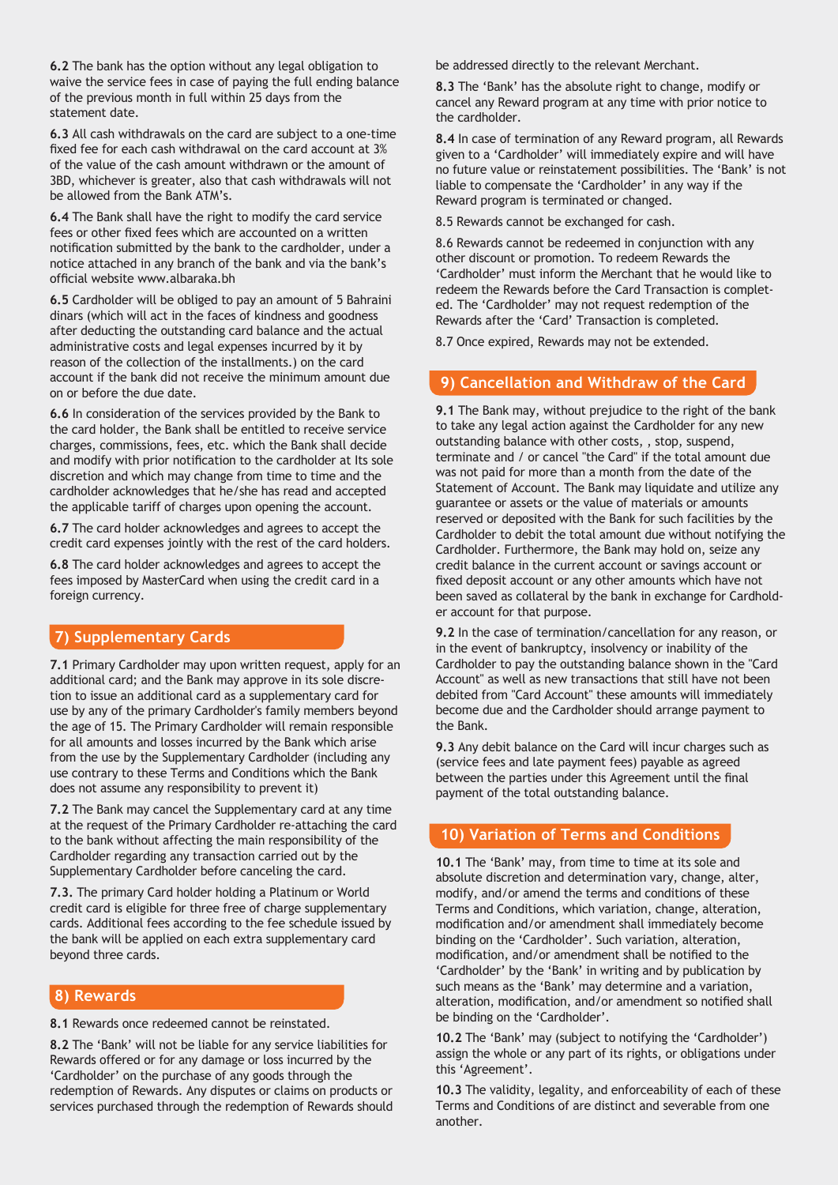**6.2** The bank has the option without any legal obligation to waive the service fees in case of paying the full ending balance of the previous month in full within 25 days from the statement date.

**6.3** All cash withdrawals on the card are subject to a one-time fixed fee for each cash withdrawal on the card account at 3% of the value of the cash amount withdrawn or the amount of 3BD, whichever is greater, also that cash withdrawals will not be allowed from the Bank ATM's.

**6.4** The Bank shall have the right to modify the card service fees or other fixed fees which are accounted on a written notification submitted by the bank to the cardholder, under a notice attached in any branch of the bank and via the bank's official website www.albaraka.bh

**6.5** Cardholder will be obliged to pay an amount of 5 Bahraini dinars (which will act in the faces of kindness and goodness after deducting the outstanding card balance and the actual administrative costs and legal expenses incurred by it by reason of the collection of the installments.) on the card account if the bank did not receive the minimum amount due on or before the due date.

**6.6** In consideration of the services provided by the Bank to the card holder, the Bank shall be entitled to receive service charges, commissions, fees, etc. which the Bank shall decide and modify with prior notification to the cardholder at Its sole discretion and which may change from time to time and the cardholder acknowledges that he/she has read and accepted the applicable tariff of charges upon opening the account.

**6.7** The card holder acknowledges and agrees to accept the credit card expenses jointly with the rest of the card holders.

**6.8** The card holder acknowledges and agrees to accept the fees imposed by MasterCard when using the credit card in a foreign currency.

## 7) Supplementary Cards

**7.1** Primary Cardholder may upon written request, apply for an additional card; and the Bank may approve in its sole discretion to issue an additional card as a supplementary card for use by any of the primary Cardholder's family members beyond the age of 15. The Primary Cardholder will remain responsible for all amounts and losses incurred by the Bank which arise from the use by the Supplementary Cardholder (including any use contrary to these Terms and Conditions which the Bank does not assume any responsibility to prevent it)

**7.2** The Bank may cancel the Supplementary card at any time at the request of the Primary Cardholder re-attaching the card to the bank without affecting the main responsibility of the Cardholder regarding any transaction carried out by the Supplementary Cardholder before canceling the card.

**7.3.** The primary Card holder holding a Platinum or World credit card is eligible for three free of charge supplementary cards. Additional fees according to the fee schedule issued by the bank will be applied on each extra supplementary card beyond three cards.

## 8) Rewards

**8.1** Rewards once redeemed cannot be reinstated.

**8.2** The 'Bank' will not be liable for any service liabilities for Rewards offered or for any damage or loss incurred by the 'Cardholder' on the purchase of any goods through the redemption of Rewards. Any disputes or claims on products or services purchased through the redemption of Rewards should be addressed directly to the relevant Merchant.

**8.3** The 'Bank' has the absolute right to change, modify or cancel any Reward program at any time with prior notice to the cardholder.

**8.4** In case of termination of any Reward program, all Rewards given to a 'Cardholder' will immediately expire and will have no future value or reinstatement possibilities. The 'Bank' is not liable to compensate the 'Cardholder' in any way if the Reward program is terminated or changed.

8.5 Rewards cannot be exchanged for cash.

8.6 Rewards cannot be redeemed in conjunction with any other discount or promotion. To redeem Rewards the 'Cardholder' must inform the Merchant that he would like to redeem the Rewards before the Card Transaction is completed. The 'Cardholder' may not request redemption of the Rewards after the 'Card' Transaction is completed.

8.7 Once expired, Rewards may not be extended.

## 9) Cancellation and Withdraw of the Card

**9.1** The Bank may, without prejudice to the right of the bank to take any legal action against the Cardholder for any new outstanding balance with other costs, , stop, suspend, terminate and / or cancel "the Card" if the total amount due was not paid for more than a month from the date of the Statement of Account. The Bank may liquidate and utilize any guarantee or assets or the value of materials or amounts reserved or deposited with the Bank for such facilities by the Cardholder to debit the total amount due without notifying the Cardholder. Furthermore, the Bank may hold on, seize any credit balance in the current account or savings account or fixed deposit account or any other amounts which have not been saved as collateral by the bank in exchange for Cardholder account for that purpose.

**9.2** In the case of termination/cancellation for any reason, or in the event of bankruptcy, insolvency or inability of the Cardholder to pay the outstanding balance shown in the "Card Account" as well as new transactions that still have not been debited from "Card Account" these amounts will immediately become due and the Cardholder should arrange payment to the Bank.

**9.3** Any debit balance on the Card will incur charges such as (service fees and late payment fees) payable as agreed between the parties under this Agreement until the final payment of the total outstanding balance.

## 10) Variation of Terms and Conditions

**10.1** The 'Bank' may, from time to time at its sole and absolute discretion and determination vary, change, alter, modify, and/or amend the terms and conditions of these Terms and Conditions, which variation, change, alteration, modification and/or amendment shall immediately become binding on the 'Cardholder'. Such variation, alteration, modification, and/or amendment shall be notified to the 'Cardholder' by the 'Bank' in writing and by publication by such means as the 'Bank' may determine and a variation, alteration, modification, and/or amendment so notified shall be binding on the 'Cardholder'.

**10.2** The 'Bank' may (subject to notifying the 'Cardholder') assign the whole or any part of its rights, or obligations under this 'Agreement'.

**10.3** The validity, legality, and enforceability of each of these Terms and Conditions of are distinct and severable from one another.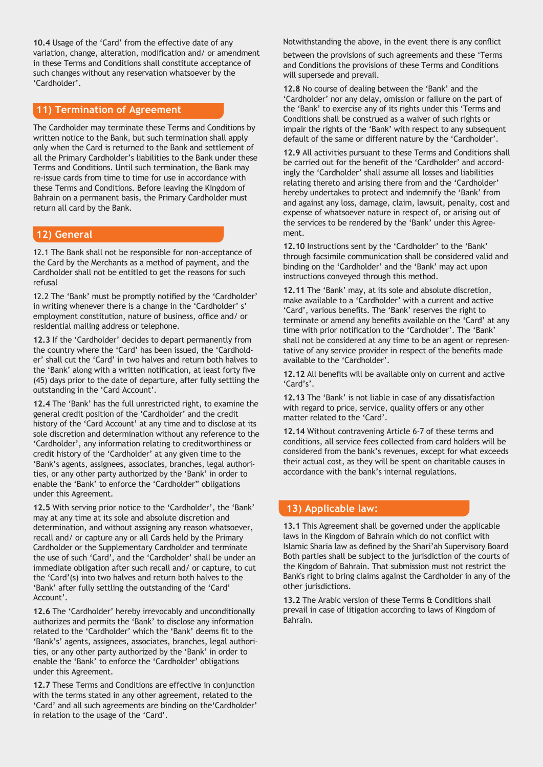**10.4** Usage of the 'Card' from the effective date of any variation, change, alteration, modification and/ or amendment in these Terms and Conditions shall constitute acceptance of such changes without any reservation whatsoever by the 'Cardholder'.

## 11) Termination of Agreement

The Cardholder may terminate these Terms and Conditions by written notice to the Bank, but such termination shall apply only when the Card is returned to the Bank and settlement of all the Primary Cardholder's liabilities to the Bank under these Terms and Conditions. Until such termination, the Bank may re-issue cards from time to time for use in accordance with these Terms and Conditions. Before leaving the Kingdom of Bahrain on a permanent basis, the Primary Cardholder must return all card by the Bank.

## 12) General

12.1 The Bank shall not be responsible for non-acceptance of the Card by the Merchants as a method of payment, and the Cardholder shall not be entitled to get the reasons for such refusal

12.2 The 'Bank' must be promptly notified by the 'Cardholder' in writing whenever there is a change in the 'Cardholder' s' employment constitution, nature of business, office and/ or residential mailing address or telephone.

**12.3** If the 'Cardholder' decides to depart permanently from the country where the 'Card' has been issued, the 'Cardholder' shall cut the 'Card' in two halves and return both halves to the 'Bank' along with a written notification, at least forty five (45) days prior to the date of departure, after fully settling the outstanding in the 'Card Account'.

**12.4** The 'Bank' has the full unrestricted right, to examine the general credit position of the 'Cardholder' and the credit history of the 'Card Account' at any time and to disclose at its sole discretion and determination without any reference to the 'Cardholder', any information relating to creditworthiness or credit history of the 'Cardholder' at any given time to the 'Bank's agents, assignees, associates, branches, legal authorities, or any other party authorized by the 'Bank' in order to enable the 'Bank' to enforce the 'Cardholder" obligations under this Agreement.

**12.5** With serving prior notice to the 'Cardholder', the 'Bank' may at any time at its sole and absolute discretion and determination, and without assigning any reason whatsoever, recall and/ or capture any or all Cards held by the Primary Cardholder or the Supplementary Cardholder and terminate the use of such 'Card', and the 'Cardholder' shall be under an immediate obligation after such recall and/ or capture, to cut the 'Card'(s) into two halves and return both halves to the 'Bank' after fully settling the outstanding of the 'Card' Account'.

**12.6** The 'Cardholder' hereby irrevocably and unconditionally authorizes and permits the 'Bank' to disclose any information related to the 'Cardholder' which the 'Bank' deems fit to the 'Bank's' agents, assignees, associates, branches, legal authorities, or any other party authorized by the 'Bank' in order to enable the 'Bank' to enforce the 'Cardholder' obligations under this Agreement.

**12.7** These Terms and Conditions are effective in conjunction with the terms stated in any other agreement, related to the 'Card' and all such agreements are binding on the'Cardholder' in relation to the usage of the 'Card'.

Notwithstanding the above, in the event there is any conflict between the provisions of such agreements and these 'Terms and Conditions the provisions of these Terms and Conditions will supersede and prevail.

**12.8** No course of dealing between the 'Bank' and the 'Cardholder' nor any delay, omission or failure on the part of the 'Bank' to exercise any of its rights under this 'Terms and Conditions shall be construed as a waiver of such rights or impair the rights of the 'Bank' with respect to any subsequent default of the same or different nature by the 'Cardholder'.

**12.9** All activities pursuant to these Terms and Conditions shall be carried out for the benefit of the 'Cardholder' and accordingly the 'Cardholder' shall assume all losses and liabilities relating thereto and arising there from and the 'Cardholder' hereby undertakes to protect and indemnify the 'Bank' from and against any loss, damage, claim, lawsuit, penalty, cost and expense of whatsoever nature in respect of, or arising out of the services to be rendered by the 'Bank' under this Agreement.

**12.10** Instructions sent by the 'Cardholder' to the 'Bank' through facsimile communication shall be considered valid and binding on the 'Cardholder' and the 'Bank' may act upon instructions conveyed through this method.

**12.11** The 'Bank' may, at its sole and absolute discretion, make available to a 'Cardholder' with a current and active 'Card', various benefits. The 'Bank' reserves the right to terminate or amend any benefits available on the 'Card' at any time with prior notification to the 'Cardholder'. The 'Bank' shall not be considered at any time to be an agent or representative of any service provider in respect of the benefits made available to the 'Cardholder'.

**12.12** All benefits will be available only on current and active 'Card's'.

**12.13** The 'Bank' is not liable in case of any dissatisfaction with regard to price, service, quality offers or any other matter related to the 'Card'.

**12.14** Without contravening Article 6-7 of these terms and conditions, all service fees collected from card holders will be considered from the bank's revenues, except for what exceeds their actual cost, as they will be spent on charitable causes in accordance with the bank's internal regulations.

## 13) Applicable law:

**13.1** This Agreement shall be governed under the applicable laws in the Kingdom of Bahrain which do not conflict with Islamic Sharia law as defined by the Shari'ah Supervisory Board Both parties shall be subject to the jurisdiction of the courts of the Kingdom of Bahrain. That submission must not restrict the Bank's right to bring claims against the Cardholder in any of the other jurisdictions.

**13.2** The Arabic version of these Terms & Conditions shall prevail in case of litigation according to laws of Kingdom of Bahrain.